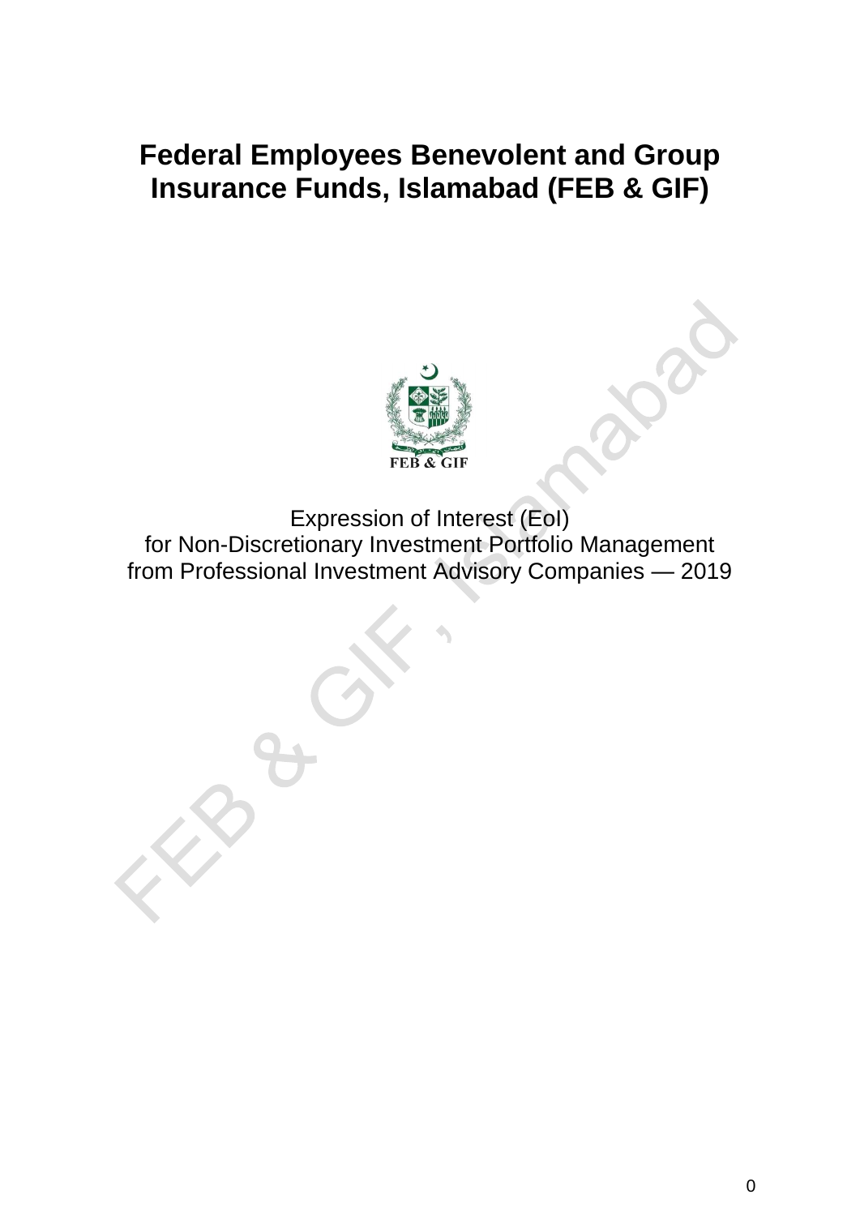# Federal Employees Benevolent and Group Insurance Funds, Islamabad (FEB & GIF)

FEB & GIF

Expression of Interest (EoI)
for Non-Discretionary Investment Portfolio Management
from Professional Investment Advisory Companies — 2019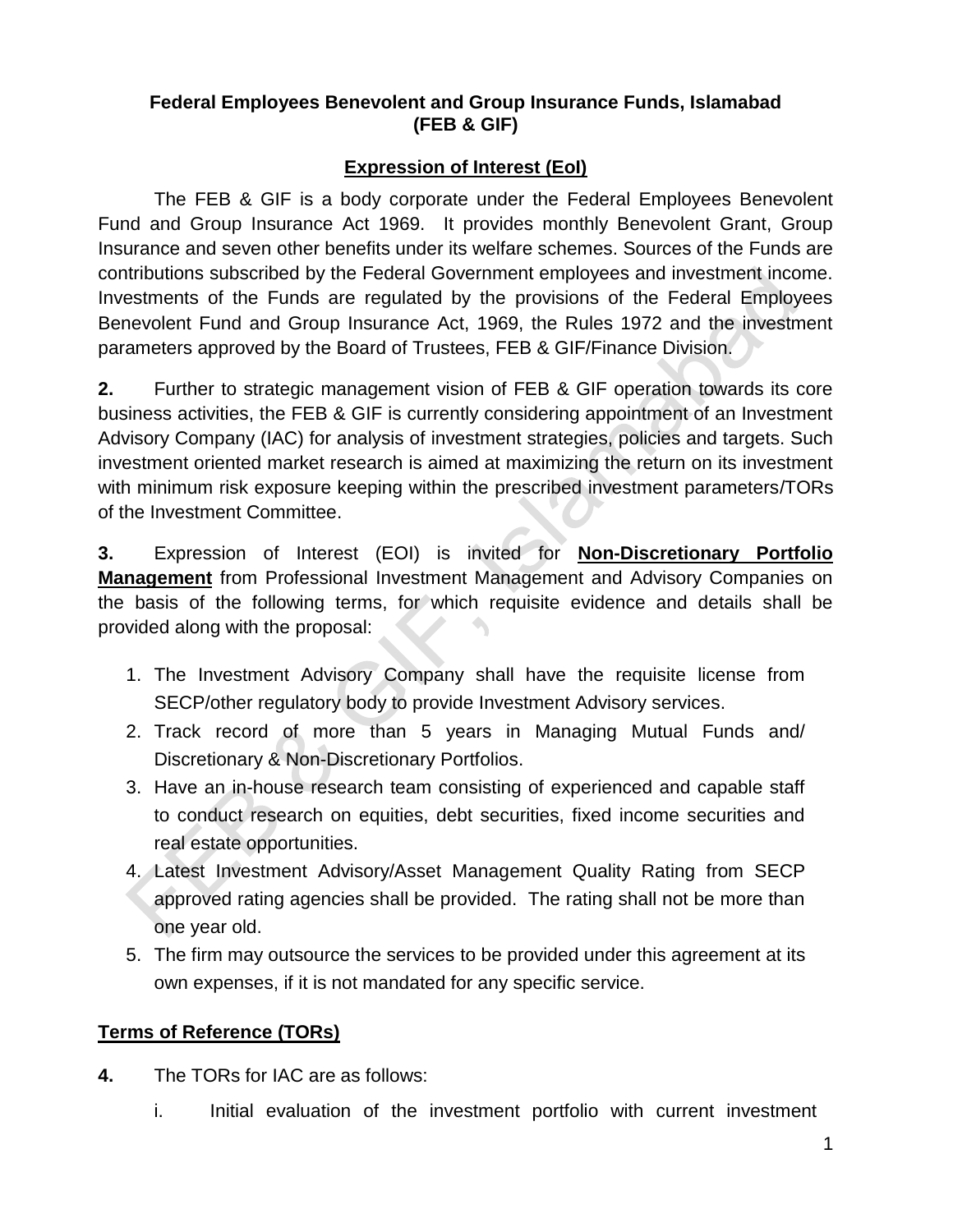**Federal Employees Benevolent and Group Insurance Funds, Islamabad**
**(FEB & GIF)**

## Expression of Interest (EoI)

The FEB & GIF is a body corporate under the Federal Employees Benevolent Fund and Group Insurance Act 1969. It provides monthly Benevolent Grant, Group Insurance and seven other benefits under its welfare schemes. Sources of the Funds are contributions subscribed by the Federal Government employees and investment income. Investments of the Funds are regulated by the provisions of the Federal Employees Benevolent Fund and Group Insurance Act, 1969, the Rules 1972 and the investment parameters approved by the Board of Trustees, FEB & GIF/Finance Division.

**2.** Further to strategic management vision of FEB & GIF operation towards its core business activities, the FEB & GIF is currently considering appointment of an Investment Advisory Company (IAC) for analysis of investment strategies, policies and targets. Such investment oriented market research is aimed at maximizing the return on its investment with minimum risk exposure keeping within the prescribed investment parameters/TORs of the Investment Committee.

**3.** Expression of Interest (EOI) is invited for **Non-Discretionary Portfolio Management** from Professional Investment Management and Advisory Companies on the basis of the following terms, for which requisite evidence and details shall be provided along with the proposal:

1. The Investment Advisory Company shall have the requisite license from SECP/other regulatory body to provide Investment Advisory services.
2. Track record of more than 5 years in Managing Mutual Funds and/ Discretionary & Non-Discretionary Portfolios.
3. Have an in-house research team consisting of experienced and capable staff to conduct research on equities, debt securities, fixed income securities and real estate opportunities.
4. Latest Investment Advisory/Asset Management Quality Rating from SECP approved rating agencies shall be provided. The rating shall not be more than one year old.
5. The firm may outsource the services to be provided under this agreement at its own expenses, if it is not mandated for any specific service.

## Terms of Reference (TORs)

**4.** The TORs for IAC are as follows:

i. Initial evaluation of the investment portfolio with current investment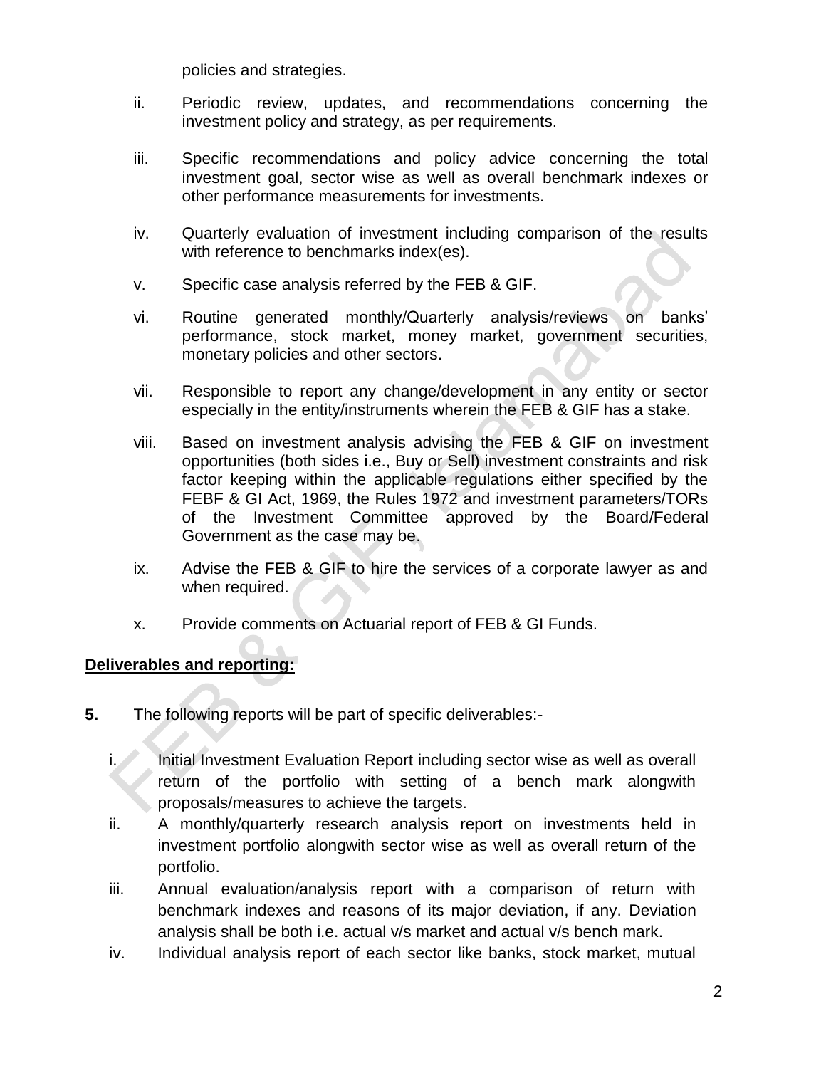policies and strategies.

ii. Periodic review, updates, and recommendations concerning the investment policy and strategy, as per requirements.

iii. Specific recommendations and policy advice concerning the total investment goal, sector wise as well as overall benchmark indexes or other performance measurements for investments.

iv. Quarterly evaluation of investment including comparison of the results with reference to benchmarks index(es).

v. Specific case analysis referred by the FEB & GIF.

vi. Routine generated monthly/Quarterly analysis/reviews on banks' performance, stock market, money market, government securities, monetary policies and other sectors.

vii. Responsible to report any change/development in any entity or sector especially in the entity/instruments wherein the FEB & GIF has a stake.

viii. Based on investment analysis advising the FEB & GIF on investment opportunities (both sides i.e., Buy or Sell) investment constraints and risk factor keeping within the applicable regulations either specified by the FEBF & GI Act, 1969, the Rules 1972 and investment parameters/TORs of the Investment Committee approved by the Board/Federal Government as the case may be.

ix. Advise the FEB & GIF to hire the services of a corporate lawyer as and when required.

x. Provide comments on Actuarial report of FEB & GI Funds.

**Deliverables and reporting:**

**5.** The following reports will be part of specific deliverables:-

i. Initial Investment Evaluation Report including sector wise as well as overall return of the portfolio with setting of a bench mark alongwith proposals/measures to achieve the targets.

ii. A monthly/quarterly research analysis report on investments held in investment portfolio alongwith sector wise as well as overall return of the portfolio.

iii. Annual evaluation/analysis report with a comparison of return with benchmark indexes and reasons of its major deviation, if any. Deviation analysis shall be both i.e. actual v/s market and actual v/s bench mark.

iv. Individual analysis report of each sector like banks, stock market, mutual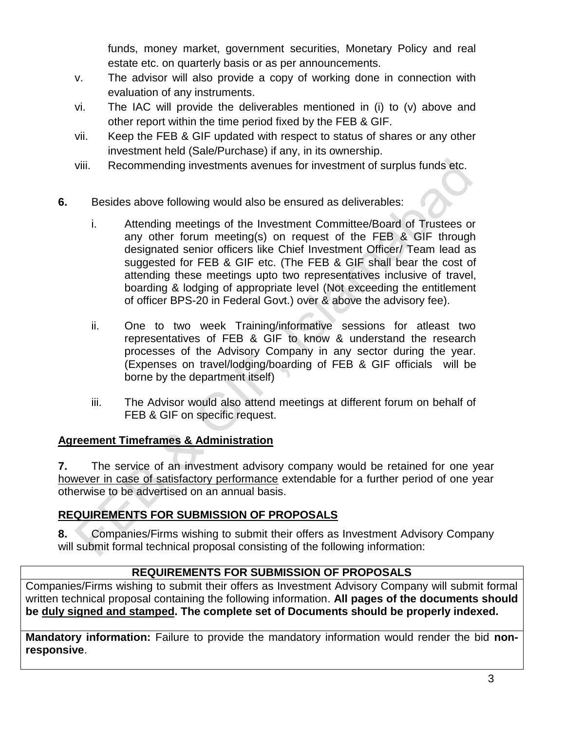funds, money market, government securities, Monetary Policy and real estate etc. on quarterly basis or as per announcements.

v. The advisor will also provide a copy of working done in connection with evaluation of any instruments.

vi. The IAC will provide the deliverables mentioned in (i) to (v) above and other report within the time period fixed by the FEB & GIF.

vii. Keep the FEB & GIF updated with respect to status of shares or any other investment held (Sale/Purchase) if any, in its ownership.

viii. Recommending investments avenues for investment of surplus funds etc.

**6.** Besides above following would also be ensured as deliverables:

i. Attending meetings of the Investment Committee/Board of Trustees or any other forum meeting(s) on request of the FEB & GIF through designated senior officers like Chief Investment Officer/ Team lead as suggested for FEB & GIF etc. (The FEB & GIF shall bear the cost of attending these meetings upto two representatives inclusive of travel, boarding & lodging of appropriate level (Not exceeding the entitlement of officer BPS-20 in Federal Govt.) over & above the advisory fee).

ii. One to two week Training/informative sessions for atleast two representatives of FEB & GIF to know & understand the research processes of the Advisory Company in any sector during the year. (Expenses on travel/lodging/boarding of FEB & GIF officials will be borne by the department itself)

iii. The Advisor would also attend meetings at different forum on behalf of FEB & GIF on specific request.

## Agreement Timeframes & Administration

**7.** The service of an investment advisory company would be retained for one year however in case of satisfactory performance extendable for a further period of one year otherwise to be advertised on an annual basis.

## REQUIREMENTS FOR SUBMISSION OF PROPOSALS

**8.** Companies/Firms wishing to submit their offers as Investment Advisory Company will submit formal technical proposal consisting of the following information:

| REQUIREMENTS FOR SUBMISSION OF PROPOSALS |
|---|
| Companies/Firms wishing to submit their offers as Investment Advisory Company will submit formal written technical proposal containing the following information. **All pages of the documents should be duly signed and stamped. The complete set of Documents should be properly indexed.** |
| **Mandatory information:** Failure to provide the mandatory information would render the bid **non-responsive**. |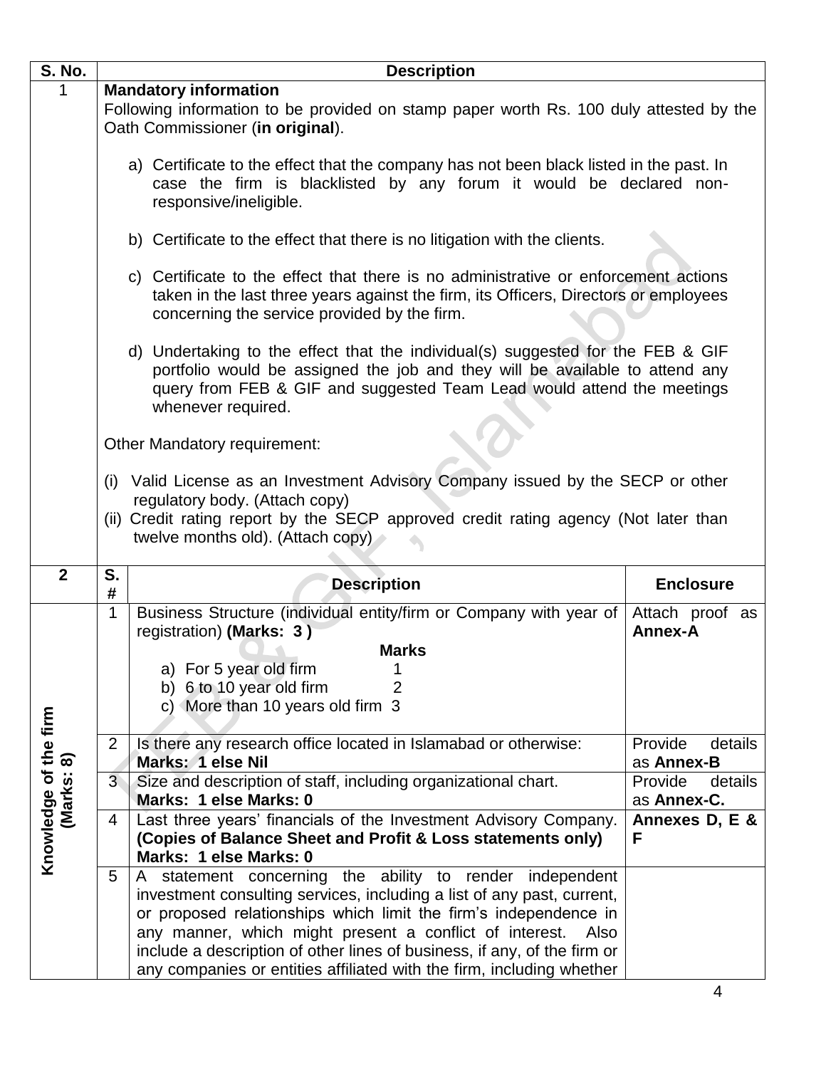| S. No. | Description |
|---|---|
| 1 | **Mandatory information**<br>Following information to be provided on stamp paper worth Rs. 100 duly attested by the Oath Commissioner (**in original**).<br><br>a) Certificate to the effect that the company has not been black listed in the past. In case the firm is blacklisted by any forum it would be declared non-responsive/ineligible.<br><br>b) Certificate to the effect that there is no litigation with the clients.<br><br>c) Certificate to the effect that there is no administrative or enforcement actions taken in the last three years against the firm, its Officers, Directors or employees concerning the service provided by the firm.<br><br>d) Undertaking to the effect that the individual(s) suggested for the FEB & GIF portfolio would be assigned the job and they will be available to attend any query from FEB & GIF and suggested Team Lead would attend the meetings whenever required.<br><br>Other Mandatory requirement:<br><br>(i) Valid License as an Investment Advisory Company issued by the SECP or other regulatory body. (Attach copy)<br>(ii) Credit rating report by the SECP approved credit rating agency (Not later than twelve months old). (Attach copy) |

| 2 | S. # | Description | Enclosure |
|---|---|---|---|
| **Knowledge of the firm (Marks: 8)** | 1 | Business Structure (individual entity/firm or Company with year of registration) **(Marks: 3 )**<br>**Marks**<br>a) For 5 year old firm 1<br>b) 6 to 10 year old firm 2<br>c) More than 10 years old firm 3 | Attach proof as **Annex-A** |
| | 2 | Is there any research office located in Islamabad or otherwise:<br>**Marks: 1 else Nil** | Provide details as **Annex-B** |
| | 3 | Size and description of staff, including organizational chart.<br>**Marks: 1 else Marks: 0** | Provide details as **Annex-C.** |
| | 4 | Last three years' financials of the Investment Advisory Company. **(Copies of Balance Sheet and Profit & Loss statements only)**<br>**Marks: 1 else Marks: 0** | **Annexes D, E & F** |
| | 5 | A statement concerning the ability to render independent investment consulting services, including a list of any past, current, or proposed relationships which limit the firm's independence in any manner, which might present a conflict of interest. Also include a description of other lines of business, if any, of the firm or any companies or entities affiliated with the firm, including whether | |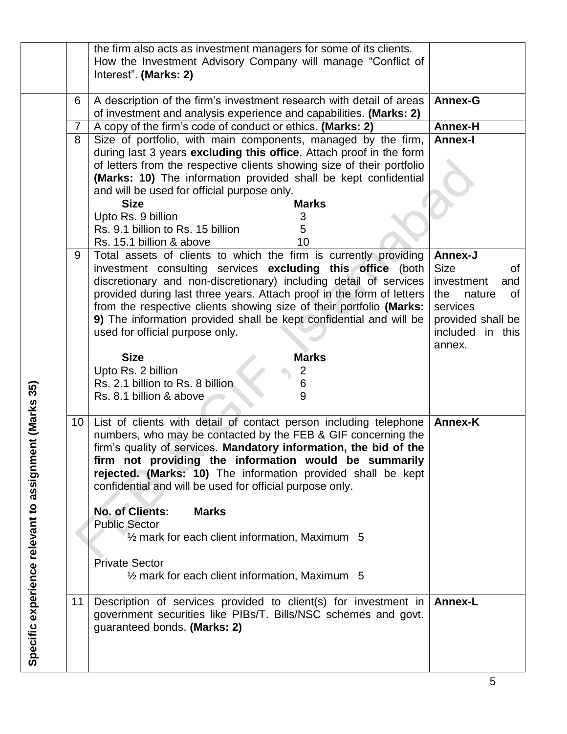|  |  |  |  |
|---|---|---|---|
|  |  | the firm also acts as investment managers for some of its clients. How the Investment Advisory Company will manage "Conflict of Interest". **(Marks: 2)** |  |
| **Specific experience relevant to assignment (Marks 35)** | 6 | A description of the firm's investment research with detail of areas of investment and analysis experience and capabilities. **(Marks: 2)** | **Annex-G** |
|  | 7 | A copy of the firm's code of conduct or ethics. **(Marks: 2)** | **Annex-H** |
|  | 8 | Size of portfolio, with main components, managed by the firm, during last 3 years **excluding this office**. Attach proof in the form of letters from the respective clients showing size of their portfolio **(Marks: 10)** The information provided shall be kept confidential and will be used for official purpose only.<br>**Size** — **Marks**<br>Upto Rs. 9 billion — 3<br>Rs. 9.1 billion to Rs. 15 billion — 5<br>Rs. 15.1 billion & above — 10 | **Annex-I** |
|  | 9 | Total assets of clients to which the firm is currently providing investment consulting services **excluding this office** (both discretionary and non-discretionary) including detail of services provided during last three years. Attach proof in the form of letters from the respective clients showing size of their portfolio **(Marks: 9)** The information provided shall be kept confidential and will be used for official purpose only.<br>**Size** — **Marks**<br>Upto Rs. 2 billion — 2<br>Rs. 2.1 billion to Rs. 8 billion — 6<br>Rs. 8.1 billion & above — 9 | **Annex-J**<br>Size of investment and the nature of services provided shall be included in this annex. |
|  | 10 | List of clients with detail of contact person including telephone numbers, who may be contacted by the FEB & GIF concerning the firm's quality of services. **Mandatory information, the bid of the firm not providing the information would be summarily rejected. (Marks: 10)** The information provided shall be kept confidential and will be used for official purpose only.<br>**No. of Clients: Marks**<br>Public Sector<br>½ mark for each client information, Maximum 5<br>Private Sector<br>½ mark for each client information, Maximum 5 | **Annex-K** |
|  | 11 | Description of services provided to client(s) for investment in government securities like PIBs/T. Bills/NSC schemes and govt. guaranteed bonds. **(Marks: 2)** | **Annex-L** |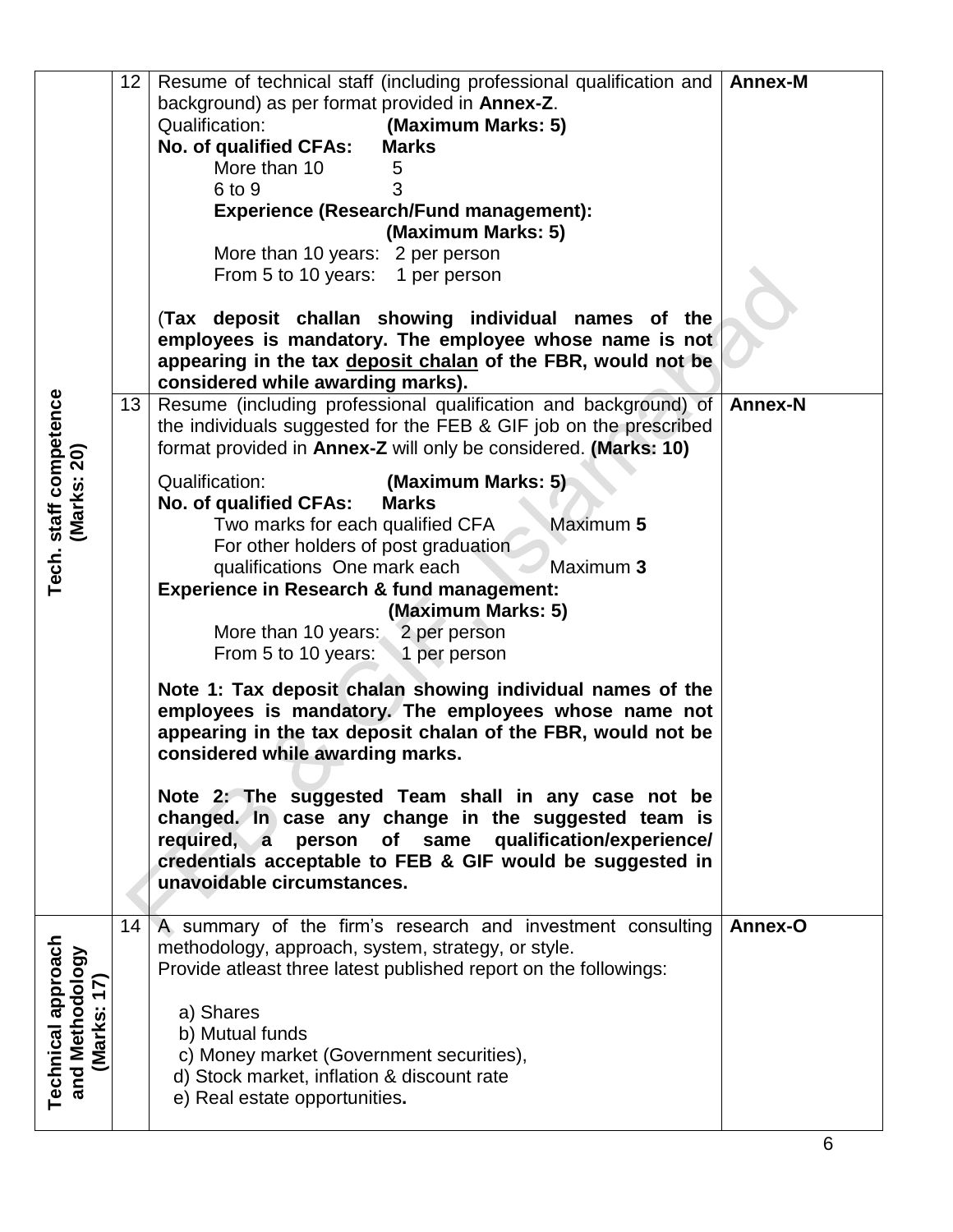| | | | |
|---|---|---|---|
| **Tech. staff competence (Marks: 20)** | 12 | Resume of technical staff (including professional qualification and background) as per format provided in **Annex-Z**.<br>Qualification: **(Maximum Marks: 5)**<br>**No. of qualified CFAs: Marks**<br>More than 10 — 5<br>6 to 9 — 3<br>**Experience (Research/Fund management): (Maximum Marks: 5)**<br>More than 10 years: 2 per person<br>From 5 to 10 years: 1 per person<br><br>(**Tax deposit challan showing individual names of the employees is mandatory. The employee whose name is not appearing in the tax <u>deposit chalan</u> of the FBR, would not be considered while awarding marks).** | **Annex-M** |
| | 13 | Resume (including professional qualification and background) of the individuals suggested for the FEB & GIF job on the prescribed format provided in **Annex-Z** will only be considered. **(Marks: 10)**<br><br>Qualification: **(Maximum Marks: 5)**<br>**No. of qualified CFAs: Marks**<br>Two marks for each qualified CFA — Maximum **5**<br>For other holders of post graduation qualifications One mark each — Maximum **3**<br>**Experience in Research & fund management: (Maximum Marks: 5)**<br>More than 10 years: 2 per person<br>From 5 to 10 years: 1 per person<br><br>**Note 1: Tax deposit chalan showing individual names of the employees is mandatory. The employees whose name not appearing in the tax deposit chalan of the FBR, would not be considered while awarding marks.**<br><br>**Note 2: The suggested Team shall in any case not be changed. In case any change in the suggested team is required, a person of same qualification/experience/ credentials acceptable to FEB & GIF would be suggested in unavoidable circumstances.** | **Annex-N** |
| **Technical approach and Methodology (Marks: 17)** | 14 | A summary of the firm's research and investment consulting methodology, approach, system, strategy, or style.<br>Provide atleast three latest published report on the followings:<br><br>a) Shares<br>b) Mutual funds<br>c) Money market (Government securities),<br>d) Stock market, inflation & discount rate<br>e) Real estate opportunities**.** | **Annex-O** |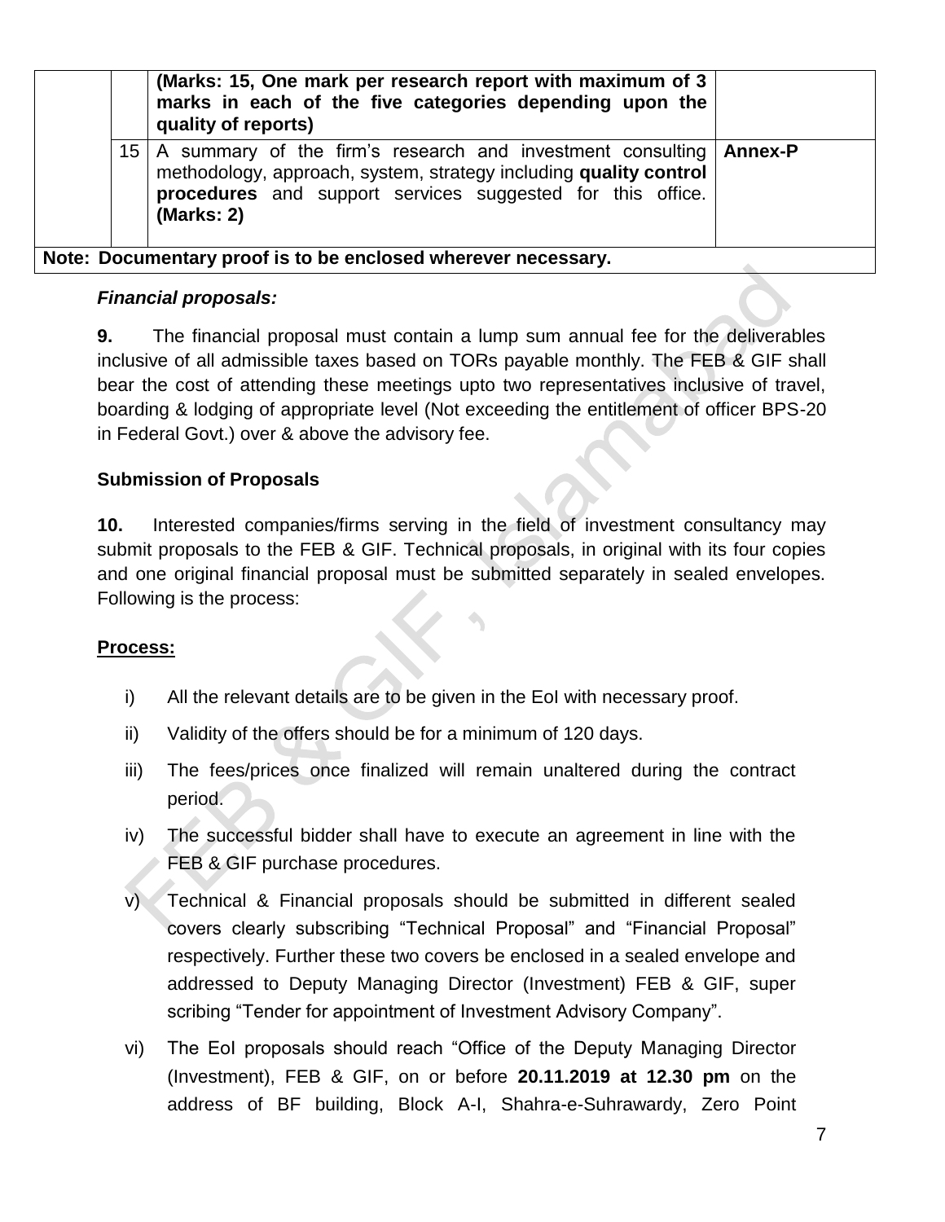|  |  | **(Marks: 15, One mark per research report with maximum of 3 marks in each of the five categories depending upon the quality of reports)** |  |
|---|---|---|---|
|  | 15 | A summary of the firm's research and investment consulting methodology, approach, system, strategy including **quality control procedures** and support services suggested for this office. **(Marks: 2)** | **Annex-P** |
| **Note: Documentary proof is to be enclosed wherever necessary.** |  |  |  |

***Financial proposals:***

**9.** The financial proposal must contain a lump sum annual fee for the deliverables inclusive of all admissible taxes based on TORs payable monthly. The FEB & GIF shall bear the cost of attending these meetings upto two representatives inclusive of travel, boarding & lodging of appropriate level (Not exceeding the entitlement of officer BPS-20 in Federal Govt.) over & above the advisory fee.

**Submission of Proposals**

**10.** Interested companies/firms serving in the field of investment consultancy may submit proposals to the FEB & GIF. Technical proposals, in original with its four copies and one original financial proposal must be submitted separately in sealed envelopes. Following is the process:

**Process:**

i) All the relevant details are to be given in the EoI with necessary proof.

ii) Validity of the offers should be for a minimum of 120 days.

iii) The fees/prices once finalized will remain unaltered during the contract period.

iv) The successful bidder shall have to execute an agreement in line with the FEB & GIF purchase procedures.

v) Technical & Financial proposals should be submitted in different sealed covers clearly subscribing "Technical Proposal" and "Financial Proposal" respectively. Further these two covers be enclosed in a sealed envelope and addressed to Deputy Managing Director (Investment) FEB & GIF, super scribing "Tender for appointment of Investment Advisory Company".

vi) The EoI proposals should reach "Office of the Deputy Managing Director (Investment), FEB & GIF, on or before **20.11.2019 at 12.30 pm** on the address of BF building, Block A-I, Shahra-e-Suhrawardy, Zero Point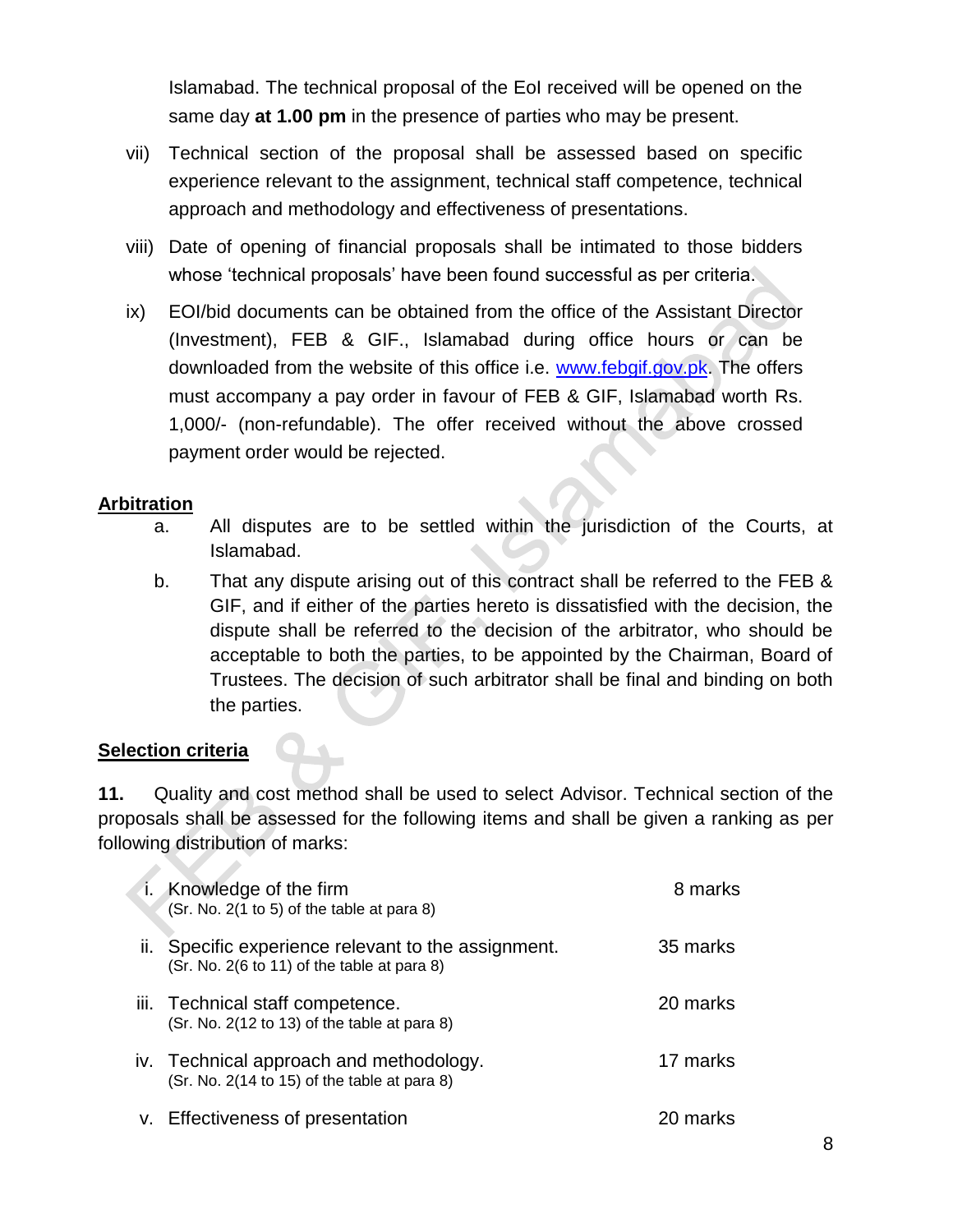Islamabad. The technical proposal of the EoI received will be opened on the same day **at 1.00 pm** in the presence of parties who may be present.

vii) Technical section of the proposal shall be assessed based on specific experience relevant to the assignment, technical staff competence, technical approach and methodology and effectiveness of presentations.

viii) Date of opening of financial proposals shall be intimated to those bidders whose 'technical proposals' have been found successful as per criteria.

ix) EOI/bid documents can be obtained from the office of the Assistant Director (Investment), FEB & GIF., Islamabad during office hours or can be downloaded from the website of this office i.e. [www.febgif.gov.pk](http://www.febgif.gov.pk). The offers must accompany a pay order in favour of FEB & GIF, Islamabad worth Rs. 1,000/- (non-refundable). The offer received without the above crossed payment order would be rejected.

## Arbitration

a. All disputes are to be settled within the jurisdiction of the Courts, at Islamabad.

b. That any dispute arising out of this contract shall be referred to the FEB & GIF, and if either of the parties hereto is dissatisfied with the decision, the dispute shall be referred to the decision of the arbitrator, who should be acceptable to both the parties, to be appointed by the Chairman, Board of Trustees. The decision of such arbitrator shall be final and binding on both the parties.

## Selection criteria

**11.** Quality and cost method shall be used to select Advisor. Technical section of the proposals shall be assessed for the following items and shall be given a ranking as per following distribution of marks:

| | | |
|---|---|---|
| i. | Knowledge of the firm<br>(Sr. No. 2(1 to 5) of the table at para 8) | 8 marks |
| ii. | Specific experience relevant to the assignment.<br>(Sr. No. 2(6 to 11) of the table at para 8) | 35 marks |
| iii. | Technical staff competence.<br>(Sr. No. 2(12 to 13) of the table at para 8) | 20 marks |
| iv. | Technical approach and methodology.<br>(Sr. No. 2(14 to 15) of the table at para 8) | 17 marks |
| v. | Effectiveness of presentation | 20 marks |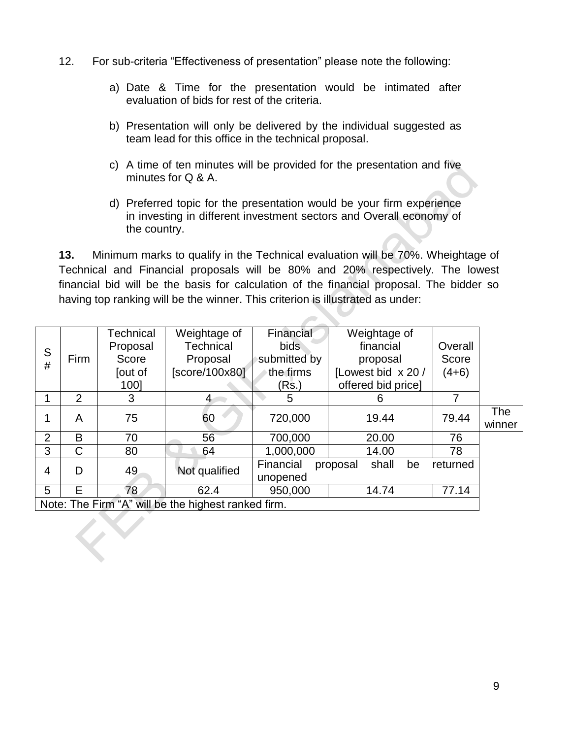12. For sub-criteria “Effectiveness of presentation” please note the following:

   a) Date & Time for the presentation would be intimated after evaluation of bids for rest of the criteria.

   b) Presentation will only be delivered by the individual suggested as team lead for this office in the technical proposal.

   c) A time of ten minutes will be provided for the presentation and five minutes for Q & A.

   d) Preferred topic for the presentation would be your firm experience in investing in different investment sectors and Overall economy of the country.

**13.** Minimum marks to qualify in the Technical evaluation will be 70%. Wheightage of Technical and Financial proposals will be 80% and 20% respectively. The lowest financial bid will be the basis for calculation of the financial proposal. The bidder so having top ranking will be the winner. This criterion is illustrated as under:

| S # | Firm | Technical Proposal Score [out of 100] | Weightage of Technical Proposal [score/100x80] | Financial bids submitted by the firms (Rs.) | Weightage of financial proposal [Lowest bid x 20 / offered bid price] | Overall Score (4+6) | |
|---|---|---|---|---|---|---|---|
| 1 | 2 | 3 | 4 | 5 | 6 | 7 | |
| 1 | A | 75 | 60 | 720,000 | 19.44 | 79.44 | The winner |
| 2 | B | 70 | 56 | 700,000 | 20.00 | 76 | |
| 3 | C | 80 | 64 | 1,000,000 | 14.00 | 78 | |
| 4 | D | 49 | Not qualified | Financial proposal shall be returned unopened | | | |
| 5 | E | 78 | 62.4 | 950,000 | 14.74 | 77.14 | |
| Note: The Firm “A” will be the highest ranked firm. | | | | | | | |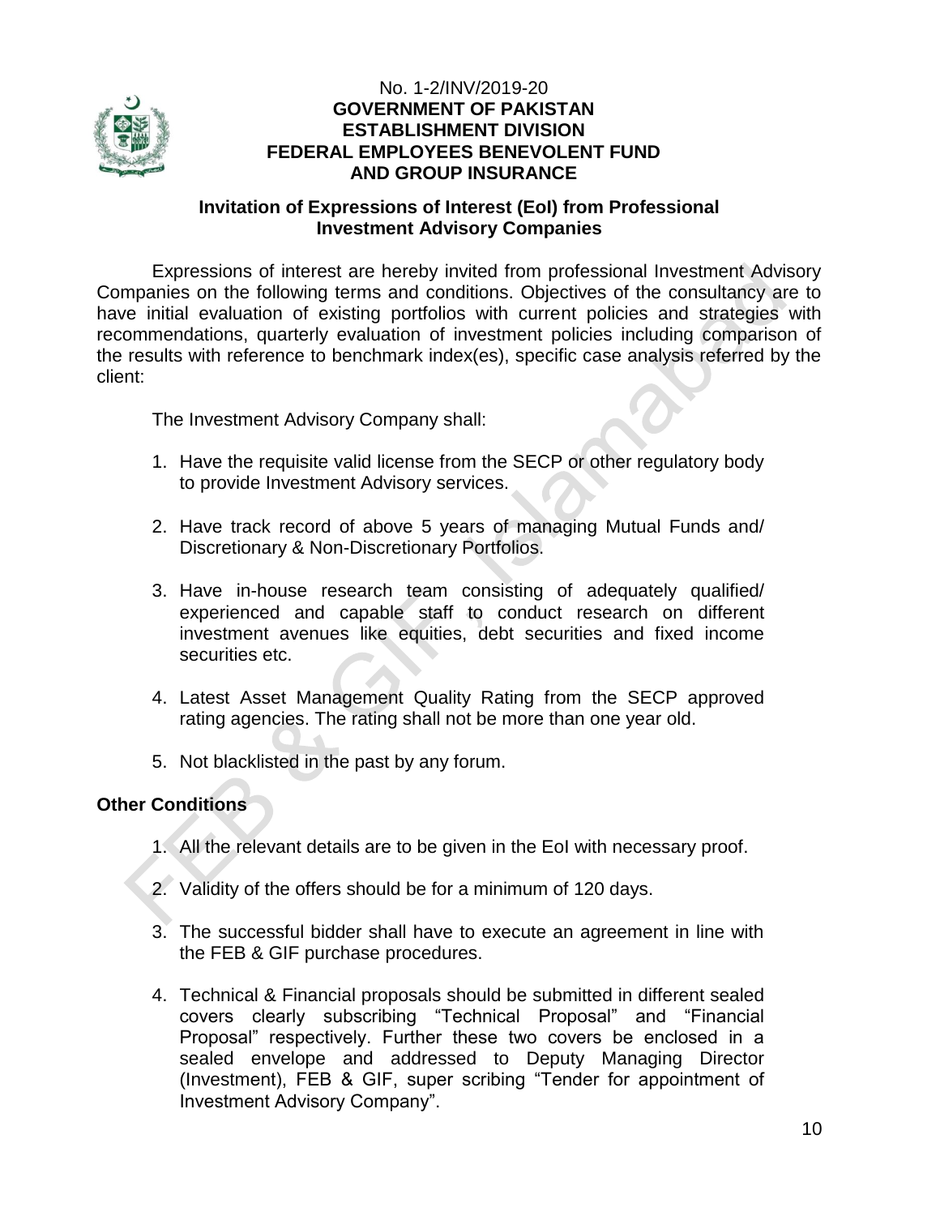No. 1-2/INV/2019-20

**GOVERNMENT OF PAKISTAN**
**ESTABLISHMENT DIVISION**
**FEDERAL EMPLOYEES BENEVOLENT FUND**
**AND GROUP INSURANCE**

## Invitation of Expressions of Interest (EoI) from Professional Investment Advisory Companies

Expressions of interest are hereby invited from professional Investment Advisory Companies on the following terms and conditions. Objectives of the consultancy are to have initial evaluation of existing portfolios with current policies and strategies with recommendations, quarterly evaluation of investment policies including comparison of the results with reference to benchmark index(es), specific case analysis referred by the client:

The Investment Advisory Company shall:

1. Have the requisite valid license from the SECP or other regulatory body to provide Investment Advisory services.
2. Have track record of above 5 years of managing Mutual Funds and/ Discretionary & Non-Discretionary Portfolios.
3. Have in-house research team consisting of adequately qualified/ experienced and capable staff to conduct research on different investment avenues like equities, debt securities and fixed income securities etc.
4. Latest Asset Management Quality Rating from the SECP approved rating agencies. The rating shall not be more than one year old.
5. Not blacklisted in the past by any forum.

### Other Conditions

1. All the relevant details are to be given in the EoI with necessary proof.
2. Validity of the offers should be for a minimum of 120 days.
3. The successful bidder shall have to execute an agreement in line with the FEB & GIF purchase procedures.
4. Technical & Financial proposals should be submitted in different sealed covers clearly subscribing "Technical Proposal" and "Financial Proposal" respectively. Further these two covers be enclosed in a sealed envelope and addressed to Deputy Managing Director (Investment), FEB & GIF, super scribing "Tender for appointment of Investment Advisory Company".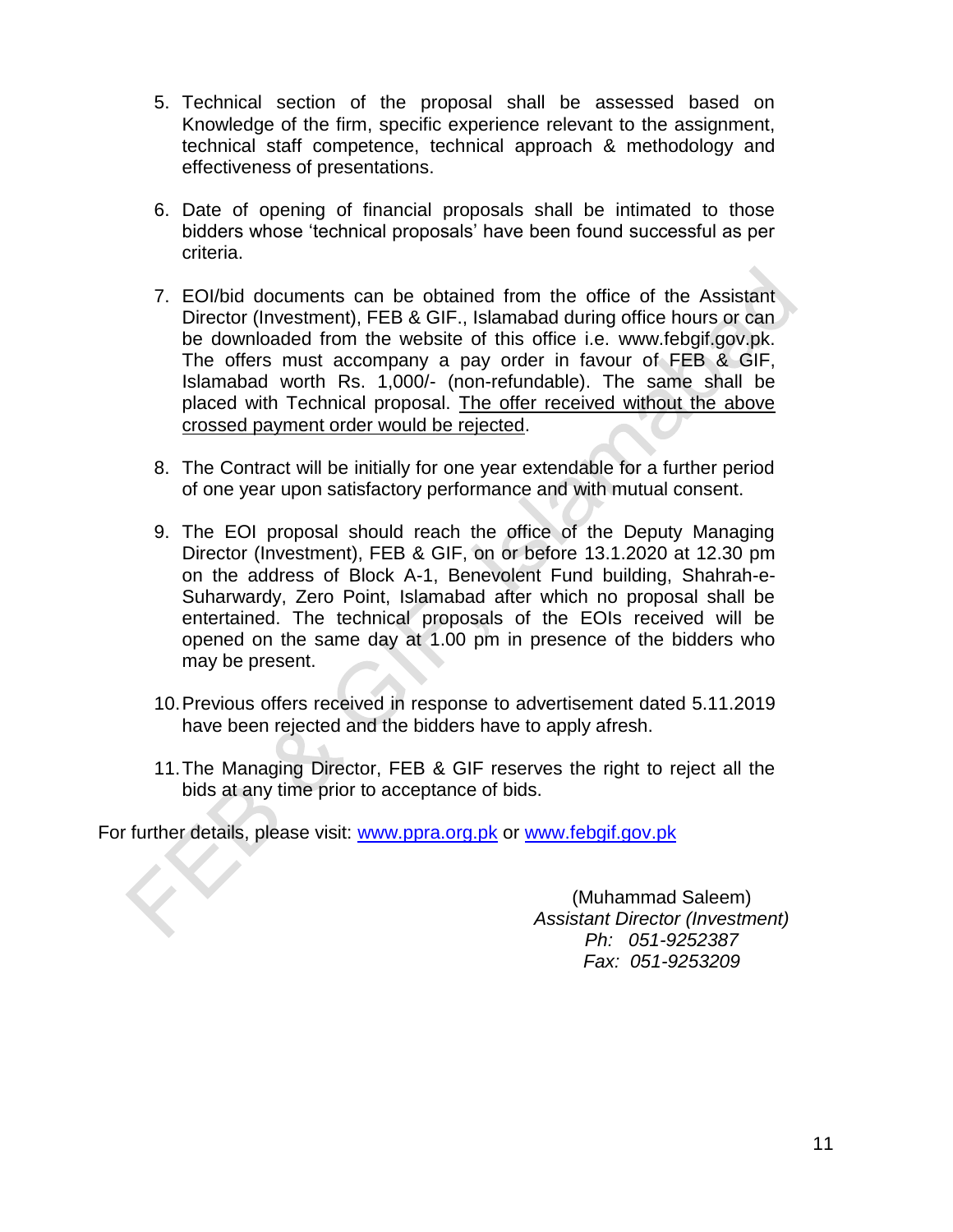5. Technical section of the proposal shall be assessed based on Knowledge of the firm, specific experience relevant to the assignment, technical staff competence, technical approach & methodology and effectiveness of presentations.

6. Date of opening of financial proposals shall be intimated to those bidders whose 'technical proposals' have been found successful as per criteria.

7. EOI/bid documents can be obtained from the office of the Assistant Director (Investment), FEB & GIF., Islamabad during office hours or can be downloaded from the website of this office i.e. www.febgif.gov.pk. The offers must accompany a pay order in favour of FEB & GIF, Islamabad worth Rs. 1,000/- (non-refundable). The same shall be placed with Technical proposal. <u>The offer received without the above crossed payment order would be rejected</u>.

8. The Contract will be initially for one year extendable for a further period of one year upon satisfactory performance and with mutual consent.

9. The EOI proposal should reach the office of the Deputy Managing Director (Investment), FEB & GIF, on or before 13.1.2020 at 12.30 pm on the address of Block A-1, Benevolent Fund building, Shahrah-e-Suharwardy, Zero Point, Islamabad after which no proposal shall be entertained. The technical proposals of the EOIs received will be opened on the same day at 1.00 pm in presence of the bidders who may be present.

10. Previous offers received in response to advertisement dated 5.11.2019 have been rejected and the bidders have to apply afresh.

11. The Managing Director, FEB & GIF reserves the right to reject all the bids at any time prior to acceptance of bids.

For further details, please visit: www.ppra.org.pk or www.febgif.gov.pk

(Muhammad Saleem)
*Assistant Director (Investment)*
*Ph: 051-9252387*
*Fax: 051-9253209*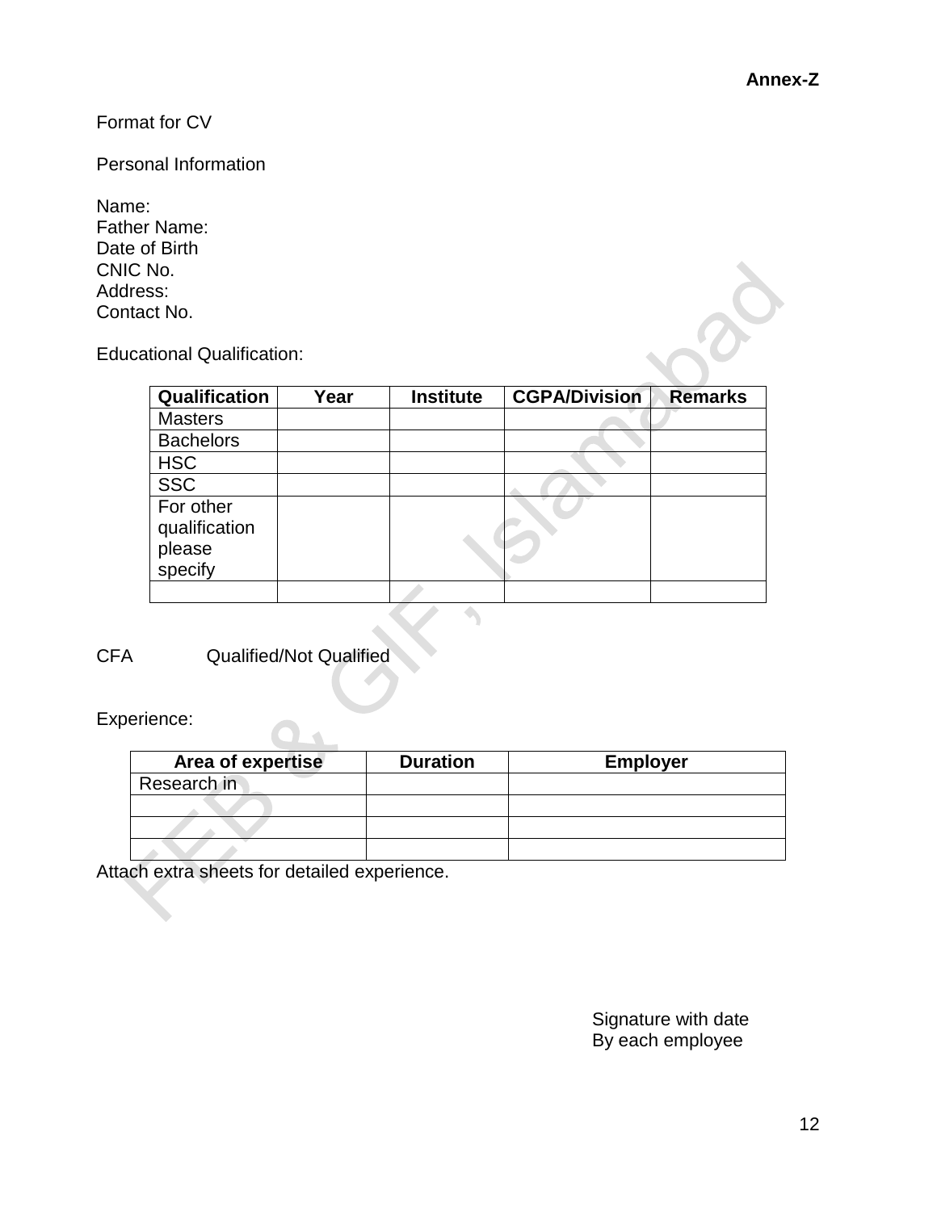**Annex-Z**

Format for CV

Personal Information

Name:
Father Name:
Date of Birth
CNIC No.
Address:
Contact No.

Educational Qualification:

| Qualification | Year | Institute | CGPA/Division | Remarks |
|---|---|---|---|---|
| Masters | | | | |
| Bachelors | | | | |
| HSC | | | | |
| SSC | | | | |
| For other qualification please specify | | | | |
| | | | | |

CFA Qualified/Not Qualified

Experience:

| Area of expertise | Duration | Employer |
|---|---|---|
| Research in | | |
| | | |
| | | |
| | | |

Attach extra sheets for detailed experience.

Signature with date
By each employee